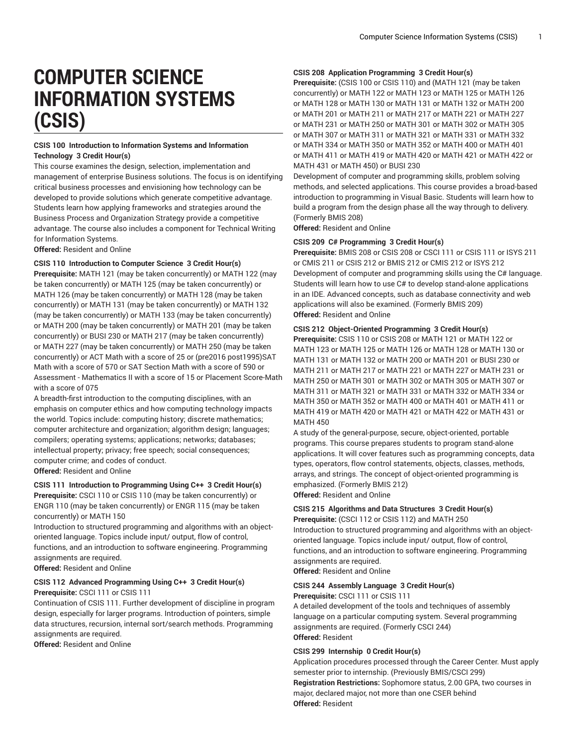# COMPUTER SCIENCE INFORMATION SYSTEMS (CSIS)

**CSIS 100 Introduction to Information Systems and Information Technology 3 Credit Hour(s)**

This course examines the design, selection, implementation and management of enterprise Business solutions. The focus is on identifying critical business processes and envisioning how technology can be developed to provide solutions which generate competitive advantage. Students learn how applying frameworks and strategies around the Business Process and Organization Strategy provide a competitive advantage. The course also includes a component for Technical Writing for Information Systems.

**Offered:** Resident and Online

**CSIS 110 Introduction to Computer Science 3 Credit Hour(s)**

**Prerequisite:** MATH 121 (may be taken concurrently) or MATH 122 (may be taken concurrently) or MATH 125 (may be taken concurrently) or MATH 126 (may be taken concurrently) or MATH 128 (may be taken concurrently) or MATH 131 (may be taken concurrently) or MATH 132 (may be taken concurrently) or MATH 133 (may be taken concurrently) or MATH 200 (may be taken concurrently) or MATH 201 (may be taken concurrently) or BUSI 230 or MATH 217 (may be taken concurrently) or MATH 227 (may be taken concurrently) or MATH 250 (may be taken concurrently) or ACT Math with a score of 25 or (pre2016 post1995)SAT Math with a score of 570 or SAT Section Math with a score of 590 or Assessment - Mathematics II with a score of 15 or Placement Score-Math with a score of 075

A breadth-first introduction to the computing disciplines, with an emphasis on computer ethics and how computing technology impacts the world. Topics include: computing history; discrete mathematics; computer architecture and organization; algorithm design; languages; compilers; operating systems; applications; networks; databases; intellectual property; privacy; free speech; social consequences; computer crime; and codes of conduct.

**Offered:** Resident and Online

**CSIS 111 Introduction to Programming Using C++ 3 Credit Hour(s)**

**Prerequisite:** CSCI 110 or CSIS 110 (may be taken concurrently) or ENGR 110 (may be taken concurrently) or ENGR 115 (may be taken concurrently) or MATH 150

Introduction to structured programming and algorithms with an object-oriented language. Topics include input/ output, flow of control, functions, and an introduction to software engineering. Programming assignments are required.

**Offered:** Resident and Online

**CSIS 112 Advanced Programming Using C++ 3 Credit Hour(s)**

**Prerequisite:** CSCI 111 or CSIS 111

Continuation of CSIS 111. Further development of discipline in program design, especially for larger programs. Introduction of pointers, simple data structures, recursion, internal sort/search methods. Programming assignments are required.

**Offered:** Resident and Online

**CSIS 208 Application Programming 3 Credit Hour(s)**

**Prerequisite:** (CSIS 100 or CSIS 110) and (MATH 121 (may be taken concurrently) or MATH 122 or MATH 123 or MATH 125 or MATH 126 or MATH 128 or MATH 130 or MATH 131 or MATH 132 or MATH 200 or MATH 201 or MATH 211 or MATH 217 or MATH 221 or MATH 227 or MATH 231 or MATH 250 or MATH 301 or MATH 302 or MATH 305 or MATH 307 or MATH 311 or MATH 321 or MATH 331 or MATH 332 or MATH 334 or MATH 350 or MATH 352 or MATH 400 or MATH 401 or MATH 411 or MATH 419 or MATH 420 or MATH 421 or MATH 422 or MATH 431 or MATH 450) or BUSI 230

Development of computer and programming skills, problem solving methods, and selected applications. This course provides a broad-based introduction to programming in Visual Basic. Students will learn how to build a program from the design phase all the way through to delivery. (Formerly BMIS 208)

**Offered:** Resident and Online

**CSIS 209 C# Programming 3 Credit Hour(s)**

**Prerequisite:** BMIS 208 or CSIS 208 or CSCI 111 or CSIS 111 or ISYS 211 or CMIS 211 or CSIS 212 or BMIS 212 or CMIS 212 or ISYS 212

Development of computer and programming skills using the C# language. Students will learn how to use C# to develop stand-alone applications in an IDE. Advanced concepts, such as database connectivity and web applications will also be examined. (Formerly BMIS 209)

**Offered:** Resident and Online

**CSIS 212 Object-Oriented Programming 3 Credit Hour(s)**

**Prerequisite:** CSIS 110 or CSIS 208 or MATH 121 or MATH 122 or MATH 123 or MATH 125 or MATH 126 or MATH 128 or MATH 130 or MATH 131 or MATH 132 or MATH 200 or MATH 201 or BUSI 230 or MATH 211 or MATH 217 or MATH 221 or MATH 227 or MATH 231 or MATH 250 or MATH 301 or MATH 302 or MATH 305 or MATH 307 or MATH 311 or MATH 321 or MATH 331 or MATH 332 or MATH 334 or MATH 350 or MATH 352 or MATH 400 or MATH 401 or MATH 411 or MATH 419 or MATH 420 or MATH 421 or MATH 422 or MATH 431 or MATH 450

A study of the general-purpose, secure, object-oriented, portable programs. This course prepares students to program stand-alone applications. It will cover features such as programming concepts, data types, operators, flow control statements, objects, classes, methods, arrays, and strings. The concept of object-oriented programming is emphasized. (Formerly BMIS 212)

**Offered:** Resident and Online

**CSIS 215 Algorithms and Data Structures 3 Credit Hour(s)**

**Prerequisite:** (CSCI 112 or CSIS 112) and MATH 250

Introduction to structured programming and algorithms with an object-oriented language. Topics include input/ output, flow of control, functions, and an introduction to software engineering. Programming assignments are required.

**Offered:** Resident and Online

**CSIS 244 Assembly Language 3 Credit Hour(s)**

**Prerequisite:** CSCI 111 or CSIS 111

A detailed development of the tools and techniques of assembly language on a particular computing system. Several programming assignments are required. (Formerly CSCI 244)

**Offered:** Resident

**CSIS 299 Internship 0 Credit Hour(s)**

Application procedures processed through the Career Center. Must apply semester prior to internship. (Previously BMIS/CSCI 299)

**Registration Restrictions:** Sophomore status, 2.00 GPA, two courses in major, declared major, not more than one CSER behind

**Offered:** Resident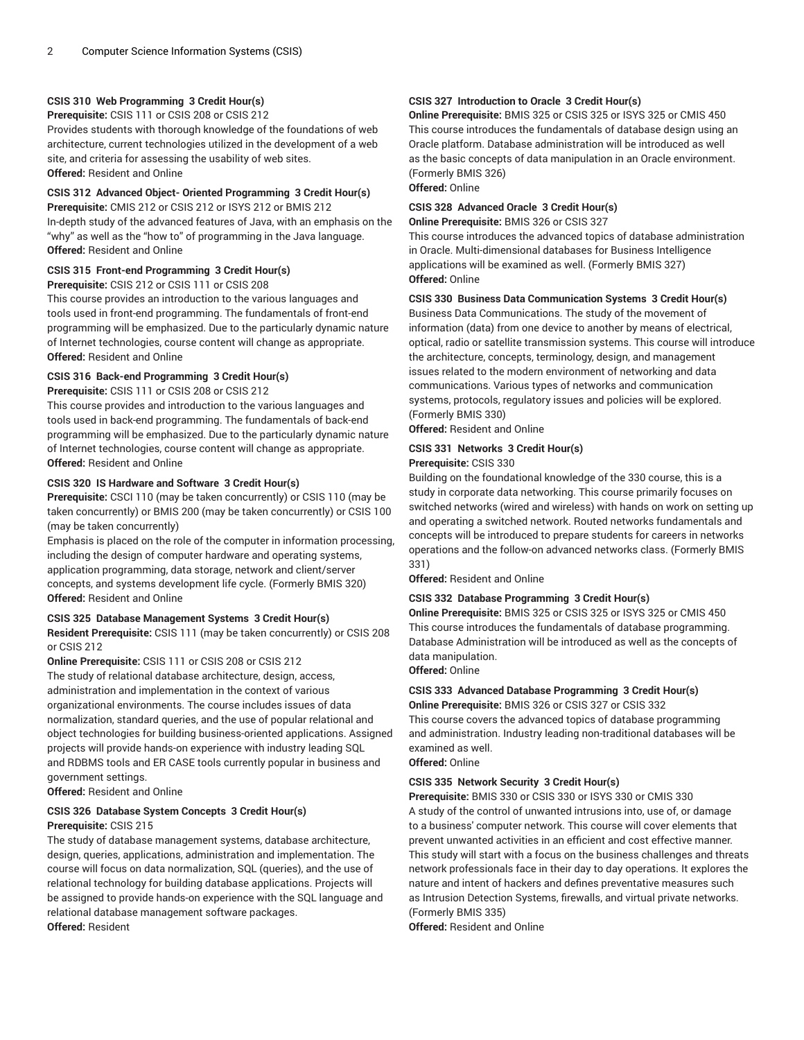**CSIS 310 Web Programming 3 Credit Hour(s)**
**Prerequisite:** CSIS 111 or CSIS 208 or CSIS 212
Provides students with thorough knowledge of the foundations of web architecture, current technologies utilized in the development of a web site, and criteria for assessing the usability of web sites.
**Offered:** Resident and Online

**CSIS 312 Advanced Object- Oriented Programming 3 Credit Hour(s)**
**Prerequisite:** CMIS 212 or CSIS 212 or ISYS 212 or BMIS 212
In-depth study of the advanced features of Java, with an emphasis on the "why" as well as the "how to" of programming in the Java language.
**Offered:** Resident and Online

**CSIS 315 Front-end Programming 3 Credit Hour(s)**
**Prerequisite:** CSIS 212 or CSIS 111 or CSIS 208
This course provides an introduction to the various languages and tools used in front-end programming. The fundamentals of front-end programming will be emphasized. Due to the particularly dynamic nature of Internet technologies, course content will change as appropriate.
**Offered:** Resident and Online

**CSIS 316 Back-end Programming 3 Credit Hour(s)**
**Prerequisite:** CSIS 111 or CSIS 208 or CSIS 212
This course provides and introduction to the various languages and tools used in back-end programming. The fundamentals of back-end programming will be emphasized. Due to the particularly dynamic nature of Internet technologies, course content will change as appropriate.
**Offered:** Resident and Online

**CSIS 320 IS Hardware and Software 3 Credit Hour(s)**
**Prerequisite:** CSCI 110 (may be taken concurrently) or CSIS 110 (may be taken concurrently) or BMIS 200 (may be taken concurrently) or CSIS 100 (may be taken concurrently)
Emphasis is placed on the role of the computer in information processing, including the design of computer hardware and operating systems, application programming, data storage, network and client/server concepts, and systems development life cycle. (Formerly BMIS 320)
**Offered:** Resident and Online

**CSIS 325 Database Management Systems 3 Credit Hour(s)**
**Resident Prerequisite:** CSIS 111 (may be taken concurrently) or CSIS 208 or CSIS 212
**Online Prerequisite:** CSIS 111 or CSIS 208 or CSIS 212
The study of relational database architecture, design, access, administration and implementation in the context of various organizational environments. The course includes issues of data normalization, standard queries, and the use of popular relational and object technologies for building business-oriented applications. Assigned projects will provide hands-on experience with industry leading SQL and RDBMS tools and ER CASE tools currently popular in business and government settings.
**Offered:** Resident and Online

**CSIS 326 Database System Concepts 3 Credit Hour(s)**
**Prerequisite:** CSIS 215
The study of database management systems, database architecture, design, queries, applications, administration and implementation. The course will focus on data normalization, SQL (queries), and the use of relational technology for building database applications. Projects will be assigned to provide hands-on experience with the SQL language and relational database management software packages.
**Offered:** Resident

**CSIS 327 Introduction to Oracle 3 Credit Hour(s)**
**Online Prerequisite:** BMIS 325 or CSIS 325 or ISYS 325 or CMIS 450
This course introduces the fundamentals of database design using an Oracle platform. Database administration will be introduced as well as the basic concepts of data manipulation in an Oracle environment. (Formerly BMIS 326)
**Offered:** Online

**CSIS 328 Advanced Oracle 3 Credit Hour(s)**
**Online Prerequisite:** BMIS 326 or CSIS 327
This course introduces the advanced topics of database administration in Oracle. Multi-dimensional databases for Business Intelligence applications will be examined as well. (Formerly BMIS 327)
**Offered:** Online

**CSIS 330 Business Data Communication Systems 3 Credit Hour(s)**
Business Data Communications. The study of the movement of information (data) from one device to another by means of electrical, optical, radio or satellite transmission systems. This course will introduce the architecture, concepts, terminology, design, and management issues related to the modern environment of networking and data communications. Various types of networks and communication systems, protocols, regulatory issues and policies will be explored. (Formerly BMIS 330)
**Offered:** Resident and Online

**CSIS 331 Networks 3 Credit Hour(s)**
**Prerequisite:** CSIS 330
Building on the foundational knowledge of the 330 course, this is a study in corporate data networking. This course primarily focuses on switched networks (wired and wireless) with hands on work on setting up and operating a switched network. Routed networks fundamentals and concepts will be introduced to prepare students for careers in networks operations and the follow-on advanced networks class. (Formerly BMIS 331)
**Offered:** Resident and Online

**CSIS 332 Database Programming 3 Credit Hour(s)**
**Online Prerequisite:** BMIS 325 or CSIS 325 or ISYS 325 or CMIS 450
This course introduces the fundamentals of database programming. Database Administration will be introduced as well as the concepts of data manipulation.
**Offered:** Online

**CSIS 333 Advanced Database Programming 3 Credit Hour(s)**
**Online Prerequisite:** BMIS 326 or CSIS 327 or CSIS 332
This course covers the advanced topics of database programming and administration. Industry leading non-traditional databases will be examined as well.
**Offered:** Online

**CSIS 335 Network Security 3 Credit Hour(s)**
**Prerequisite:** BMIS 330 or CSIS 330 or ISYS 330 or CMIS 330
A study of the control of unwanted intrusions into, use of, or damage to a business' computer network. This course will cover elements that prevent unwanted activities in an efficient and cost effective manner. This study will start with a focus on the business challenges and threats network professionals face in their day to day operations. It explores the nature and intent of hackers and defines preventative measures such as Intrusion Detection Systems, firewalls, and virtual private networks. (Formerly BMIS 335)
**Offered:** Resident and Online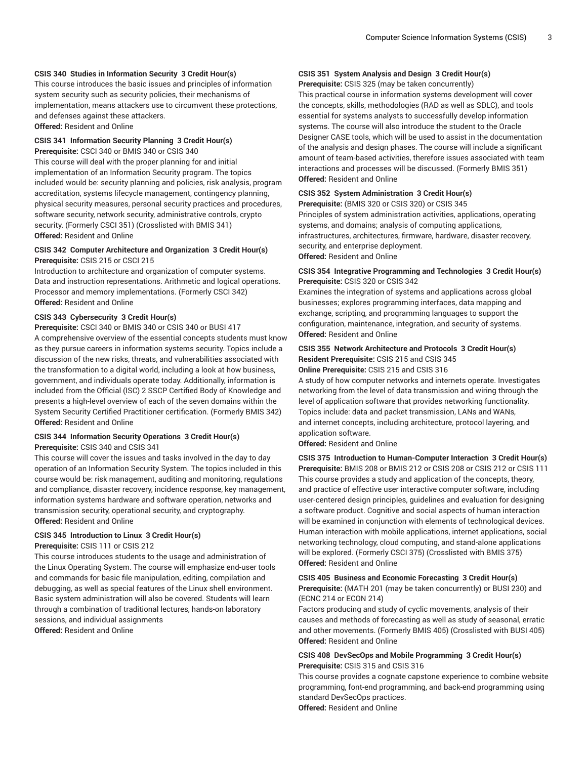**CSIS 340 Studies in Information Security 3 Credit Hour(s)**

This course introduces the basic issues and principles of information system security such as security policies, their mechanisms of implementation, means attackers use to circumvent these protections, and defenses against these attackers.

**Offered:** Resident and Online

**CSIS 341 Information Security Planning 3 Credit Hour(s)**

**Prerequisite:** CSCI 340 or BMIS 340 or CSIS 340

This course will deal with the proper planning for and initial implementation of an Information Security program. The topics included would be: security planning and policies, risk analysis, program accreditation, systems lifecycle management, contingency planning, physical security measures, personal security practices and procedures, software security, network security, administrative controls, crypto security. (Formerly CSCI 351) (Crosslisted with BMIS 341)

**Offered:** Resident and Online

**CSIS 342 Computer Architecture and Organization 3 Credit Hour(s)**

**Prerequisite:** CSIS 215 or CSCI 215

Introduction to architecture and organization of computer systems. Data and instruction representations. Arithmetic and logical operations. Processor and memory implementations. (Formerly CSCI 342)

**Offered:** Resident and Online

**CSIS 343 Cybersecurity 3 Credit Hour(s)**

**Prerequisite:** CSCI 340 or BMIS 340 or CSIS 340 or BUSI 417

A comprehensive overview of the essential concepts students must know as they pursue careers in information systems security. Topics include a discussion of the new risks, threats, and vulnerabilities associated with the transformation to a digital world, including a look at how business, government, and individuals operate today. Additionally, information is included from the Official (ISC) 2 SSCP Certified Body of Knowledge and presents a high-level overview of each of the seven domains within the System Security Certified Practitioner certification. (Formerly BMIS 342)

**Offered:** Resident and Online

**CSIS 344 Information Security Operations 3 Credit Hour(s)**

**Prerequisite:** CSIS 340 and CSIS 341

This course will cover the issues and tasks involved in the day to day operation of an Information Security System. The topics included in this course would be: risk management, auditing and monitoring, regulations and compliance, disaster recovery, incidence response, key management, information systems hardware and software operation, networks and transmission security, operational security, and cryptography.

**Offered:** Resident and Online

**CSIS 345 Introduction to Linux 3 Credit Hour(s)**

**Prerequisite:** CSIS 111 or CSIS 212

This course introduces students to the usage and administration of the Linux Operating System. The course will emphasize end-user tools and commands for basic file manipulation, editing, compilation and debugging, as well as special features of the Linux shell environment. Basic system administration will also be covered. Students will learn through a combination of traditional lectures, hands-on laboratory sessions, and individual assignments

**Offered:** Resident and Online

**CSIS 351 System Analysis and Design 3 Credit Hour(s)**

**Prerequisite:** CSIS 325 (may be taken concurrently)

This practical course in information systems development will cover the concepts, skills, methodologies (RAD as well as SDLC), and tools essential for systems analysts to successfully develop information systems. The course will also introduce the student to the Oracle Designer CASE tools, which will be used to assist in the documentation of the analysis and design phases. The course will include a significant amount of team-based activities, therefore issues associated with team interactions and processes will be discussed. (Formerly BMIS 351)

**Offered:** Resident and Online

**CSIS 352 System Administration 3 Credit Hour(s)**

**Prerequisite:** (BMIS 320 or CSIS 320) or CSIS 345

Principles of system administration activities, applications, operating systems, and domains; analysis of computing applications, infrastructures, architectures, firmware, hardware, disaster recovery, security, and enterprise deployment.

**Offered:** Resident and Online

**CSIS 354 Integrative Programming and Technologies 3 Credit Hour(s)**

**Prerequisite:** CSIS 320 or CSIS 342

Examines the integration of systems and applications across global businesses; explores programming interfaces, data mapping and exchange, scripting, and programming languages to support the configuration, maintenance, integration, and security of systems.

**Offered:** Resident and Online

**CSIS 355 Network Architecture and Protocols 3 Credit Hour(s)**

**Resident Prerequisite:** CSIS 215 and CSIS 345

**Online Prerequisite:** CSIS 215 and CSIS 316

A study of how computer networks and internets operate. Investigates networking from the level of data transmission and wiring through the level of application software that provides networking functionality. Topics include: data and packet transmission, LANs and WANs, and internet concepts, including architecture, protocol layering, and application software.

**Offered:** Resident and Online

**CSIS 375 Introduction to Human-Computer Interaction 3 Credit Hour(s)**

**Prerequisite:** BMIS 208 or BMIS 212 or CSIS 208 or CSIS 212 or CSIS 111

This course provides a study and application of the concepts, theory, and practice of effective user interactive computer software, including user-centered design principles, guidelines and evaluation for designing a software product. Cognitive and social aspects of human interaction will be examined in conjunction with elements of technological devices. Human interaction with mobile applications, internet applications, social networking technology, cloud computing, and stand-alone applications will be explored. (Formerly CSCI 375) (Crosslisted with BMIS 375)

**Offered:** Resident and Online

**CSIS 405 Business and Economic Forecasting 3 Credit Hour(s)**

**Prerequisite:** (MATH 201 (may be taken concurrently) or BUSI 230) and (ECNC 214 or ECON 214)

Factors producing and study of cyclic movements, analysis of their causes and methods of forecasting as well as study of seasonal, erratic and other movements. (Formerly BMIS 405) (Crosslisted with BUSI 405)

**Offered:** Resident and Online

**CSIS 408 DevSecOps and Mobile Programming 3 Credit Hour(s)**

**Prerequisite:** CSIS 315 and CSIS 316

This course provides a cognate capstone experience to combine website programming, font-end programming, and back-end programming using standard DevSecOps practices.

**Offered:** Resident and Online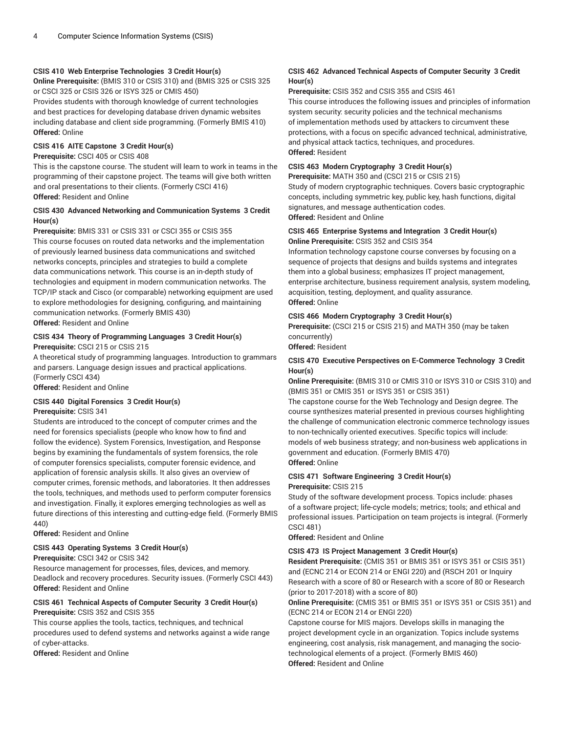**CSIS 410 Web Enterprise Technologies 3 Credit Hour(s)**
**Online Prerequisite:** (BMIS 310 or CSIS 310) and (BMIS 325 or CSIS 325 or CSCI 325 or CSIS 326 or ISYS 325 or CMIS 450)
Provides students with thorough knowledge of current technologies and best practices for developing database driven dynamic websites including database and client side programming. (Formerly BMIS 410)
**Offered:** Online

**CSIS 416 AITE Capstone 3 Credit Hour(s)**
**Prerequisite:** CSCI 405 or CSIS 408
This is the capstone course. The student will learn to work in teams in the programming of their capstone project. The teams will give both written and oral presentations to their clients. (Formerly CSCI 416)
**Offered:** Resident and Online

**CSIS 430 Advanced Networking and Communication Systems 3 Credit Hour(s)**
**Prerequisite:** BMIS 331 or CSIS 331 or CSCI 355 or CSIS 355
This course focuses on routed data networks and the implementation of previously learned business data communications and switched networks concepts, principles and strategies to build a complete data communications network. This course is an in-depth study of technologies and equipment in modern communication networks. The TCP/IP stack and Cisco (or comparable) networking equipment are used to explore methodologies for designing, configuring, and maintaining communication networks. (Formerly BMIS 430)
**Offered:** Resident and Online

**CSIS 434 Theory of Programming Languages 3 Credit Hour(s)**
**Prerequisite:** CSCI 215 or CSIS 215
A theoretical study of programming languages. Introduction to grammars and parsers. Language design issues and practical applications. (Formerly CSCI 434)
**Offered:** Resident and Online

**CSIS 440 Digital Forensics 3 Credit Hour(s)**
**Prerequisite:** CSIS 341
Students are introduced to the concept of computer crimes and the need for forensics specialists (people who know how to find and follow the evidence). System Forensics, Investigation, and Response begins by examining the fundamentals of system forensics, the role of computer forensics specialists, computer forensic evidence, and application of forensic analysis skills. It also gives an overview of computer crimes, forensic methods, and laboratories. It then addresses the tools, techniques, and methods used to perform computer forensics and investigation. Finally, it explores emerging technologies as well as future directions of this interesting and cutting-edge field. (Formerly BMIS 440)
**Offered:** Resident and Online

**CSIS 443 Operating Systems 3 Credit Hour(s)**
**Prerequisite:** CSCI 342 or CSIS 342
Resource management for processes, files, devices, and memory. Deadlock and recovery procedures. Security issues. (Formerly CSCI 443)
**Offered:** Resident and Online

**CSIS 461 Technical Aspects of Computer Security 3 Credit Hour(s)**
**Prerequisite:** CSIS 352 and CSIS 355
This course applies the tools, tactics, techniques, and technical procedures used to defend systems and networks against a wide range of cyber-attacks.
**Offered:** Resident and Online

**CSIS 462 Advanced Technical Aspects of Computer Security 3 Credit Hour(s)**
**Prerequisite:** CSIS 352 and CSIS 355 and CSIS 461
This course introduces the following issues and principles of information system security: security policies and the technical mechanisms of implementation methods used by attackers to circumvent these protections, with a focus on specific advanced technical, administrative, and physical attack tactics, techniques, and procedures.
**Offered:** Resident

**CSIS 463 Modern Cryptography 3 Credit Hour(s)**
**Prerequisite:** MATH 350 and (CSCI 215 or CSIS 215)
Study of modern cryptographic techniques. Covers basic cryptographic concepts, including symmetric key, public key, hash functions, digital signatures, and message authentication codes.
**Offered:** Resident and Online

**CSIS 465 Enterprise Systems and Integration 3 Credit Hour(s)**
**Online Prerequisite:** CSIS 352 and CSIS 354
Information technology capstone course converses by focusing on a sequence of projects that designs and builds systems and integrates them into a global business; emphasizes IT project management, enterprise architecture, business requirement analysis, system modeling, acquisition, testing, deployment, and quality assurance.
**Offered:** Online

**CSIS 466 Modern Cryptography 3 Credit Hour(s)**
**Prerequisite:** (CSCI 215 or CSIS 215) and MATH 350 (may be taken concurrently)
**Offered:** Resident

**CSIS 470 Executive Perspectives on E-Commerce Technology 3 Credit Hour(s)**
**Online Prerequisite:** (BMIS 310 or CMIS 310 or ISYS 310 or CSIS 310) and (BMIS 351 or CMIS 351 or ISYS 351 or CSIS 351)
The capstone course for the Web Technology and Design degree. The course synthesizes material presented in previous courses highlighting the challenge of communication electronic commerce technology issues to non-technically oriented executives. Specific topics will include: models of web business strategy; and non-business web applications in government and education. (Formerly BMIS 470)
**Offered:** Online

**CSIS 471 Software Engineering 3 Credit Hour(s)**
**Prerequisite:** CSIS 215
Study of the software development process. Topics include: phases of a software project; life-cycle models; metrics; tools; and ethical and professional issues. Participation on team projects is integral. (Formerly CSCI 481)
**Offered:** Resident and Online

**CSIS 473 IS Project Management 3 Credit Hour(s)**
**Resident Prerequisite:** (CMIS 351 or BMIS 351 or ISYS 351 or CSIS 351) and (ECNC 214 or ECON 214 or ENGI 220) and (RSCH 201 or Inquiry Research with a score of 80 or Research with a score of 80 or Research (prior to 2017-2018) with a score of 80)
**Online Prerequisite:** (CMIS 351 or BMIS 351 or ISYS 351 or CSIS 351) and (ECNC 214 or ECON 214 or ENGI 220)
Capstone course for MIS majors. Develops skills in managing the project development cycle in an organization. Topics include systems engineering, cost analysis, risk management, and managing the socio-technological elements of a project. (Formerly BMIS 460)
**Offered:** Resident and Online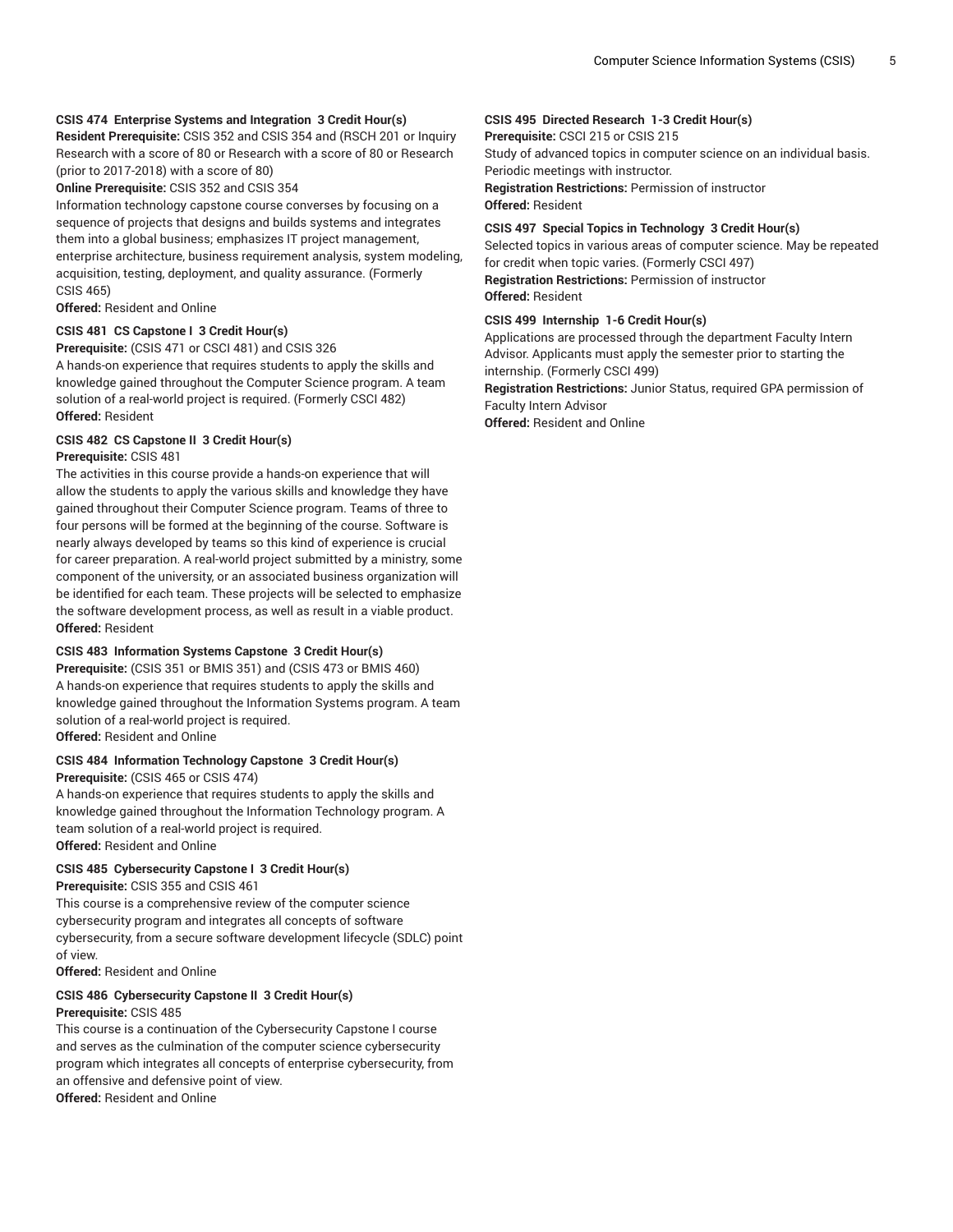**CSIS 474 Enterprise Systems and Integration 3 Credit Hour(s)**
**Resident Prerequisite:** CSIS 352 and CSIS 354 and (RSCH 201 or Inquiry Research with a score of 80 or Research with a score of 80 or Research (prior to 2017-2018) with a score of 80)
**Online Prerequisite:** CSIS 352 and CSIS 354
Information technology capstone course converses by focusing on a sequence of projects that designs and builds systems and integrates them into a global business; emphasizes IT project management, enterprise architecture, business requirement analysis, system modeling, acquisition, testing, deployment, and quality assurance. (Formerly CSIS 465)
**Offered:** Resident and Online

**CSIS 481 CS Capstone I 3 Credit Hour(s)**
**Prerequisite:** (CSIS 471 or CSCI 481) and CSIS 326
A hands-on experience that requires students to apply the skills and knowledge gained throughout the Computer Science program. A team solution of a real-world project is required. (Formerly CSCI 482)
**Offered:** Resident

**CSIS 482 CS Capstone II 3 Credit Hour(s)**
**Prerequisite:** CSIS 481
The activities in this course provide a hands-on experience that will allow the students to apply the various skills and knowledge they have gained throughout their Computer Science program. Teams of three to four persons will be formed at the beginning of the course. Software is nearly always developed by teams so this kind of experience is crucial for career preparation. A real-world project submitted by a ministry, some component of the university, or an associated business organization will be identified for each team. These projects will be selected to emphasize the software development process, as well as result in a viable product.
**Offered:** Resident

**CSIS 483 Information Systems Capstone 3 Credit Hour(s)**
**Prerequisite:** (CSIS 351 or BMIS 351) and (CSIS 473 or BMIS 460)
A hands-on experience that requires students to apply the skills and knowledge gained throughout the Information Systems program. A team solution of a real-world project is required.
**Offered:** Resident and Online

**CSIS 484 Information Technology Capstone 3 Credit Hour(s)**
**Prerequisite:** (CSIS 465 or CSIS 474)
A hands-on experience that requires students to apply the skills and knowledge gained throughout the Information Technology program. A team solution of a real-world project is required.
**Offered:** Resident and Online

**CSIS 485 Cybersecurity Capstone I 3 Credit Hour(s)**
**Prerequisite:** CSIS 355 and CSIS 461
This course is a comprehensive review of the computer science cybersecurity program and integrates all concepts of software cybersecurity, from a secure software development lifecycle (SDLC) point of view.
**Offered:** Resident and Online

**CSIS 486 Cybersecurity Capstone II 3 Credit Hour(s)**
**Prerequisite:** CSIS 485
This course is a continuation of the Cybersecurity Capstone I course and serves as the culmination of the computer science cybersecurity program which integrates all concepts of enterprise cybersecurity, from an offensive and defensive point of view.
**Offered:** Resident and Online

**CSIS 495 Directed Research 1-3 Credit Hour(s)**
**Prerequisite:** CSCI 215 or CSIS 215
Study of advanced topics in computer science on an individual basis. Periodic meetings with instructor.
**Registration Restrictions:** Permission of instructor
**Offered:** Resident

**CSIS 497 Special Topics in Technology 3 Credit Hour(s)**
Selected topics in various areas of computer science. May be repeated for credit when topic varies. (Formerly CSCI 497)
**Registration Restrictions:** Permission of instructor
**Offered:** Resident

**CSIS 499 Internship 1-6 Credit Hour(s)**
Applications are processed through the department Faculty Intern Advisor. Applicants must apply the semester prior to starting the internship. (Formerly CSCI 499)
**Registration Restrictions:** Junior Status, required GPA permission of Faculty Intern Advisor
**Offered:** Resident and Online